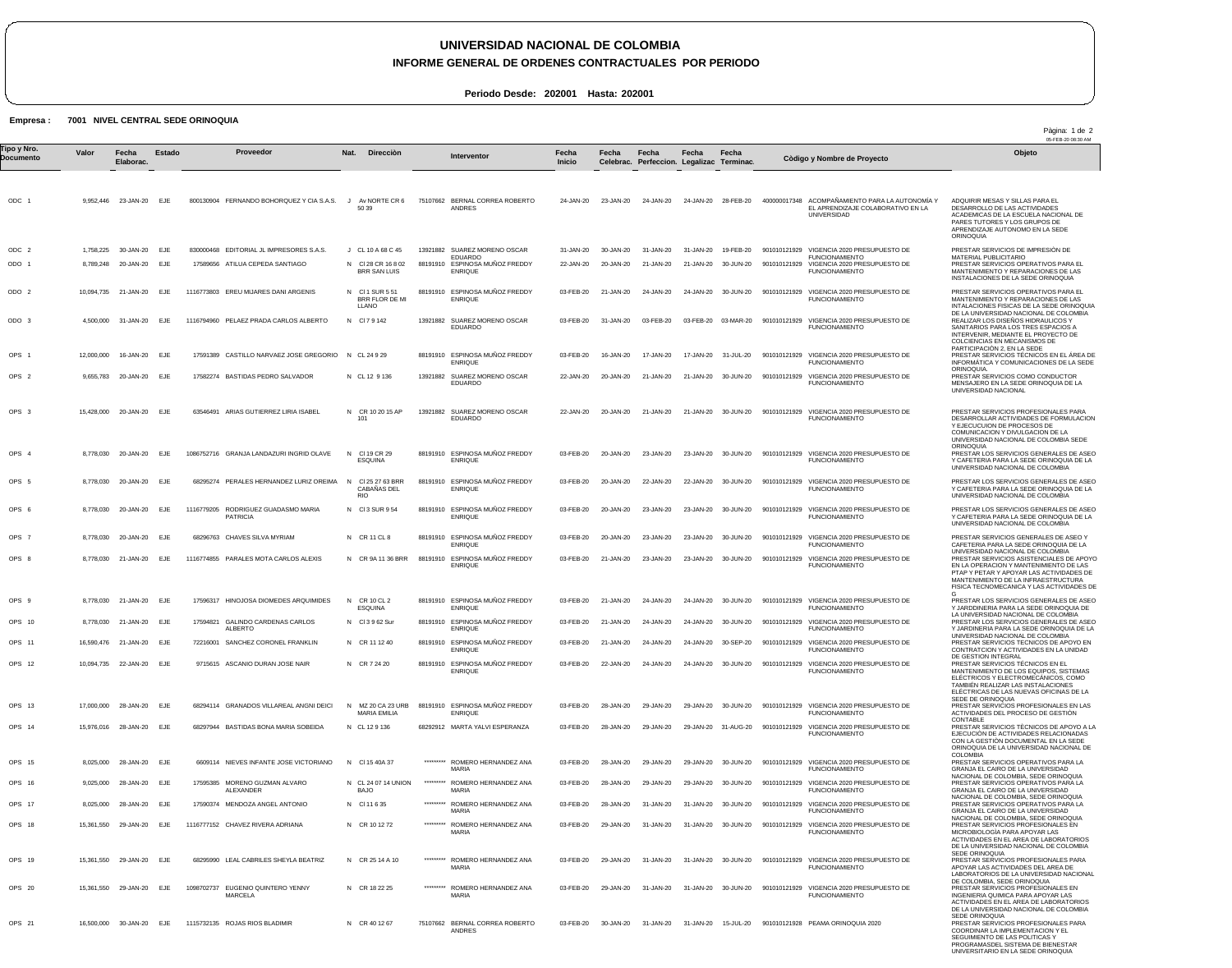# UNIVERSIDAD NACIONAL DE COLOMBIA

## INFORME GENERAL DE ORDENES CONTRACTUALES POR PERIODO

**Periodo Desde: 202001 Hasta: 202001**

**Empresa : 7001 NIVEL CENTRAL SEDE ORINOQUIA**

| Tipo y Nro. Documento | Valor | Fecha Elaborac. | Estado | Proveedor | Nat. | Dirección | Interventor | Fecha Inicio | Fecha Celebrac. | Fecha Perfeccion. | Fecha Legalizac. | Fecha Terminac. | Còdigo y Nombre de Proyecto | Objeto |
|---|---|---|---|---|---|---|---|---|---|---|---|---|---|---|
| ODC 1 | 9,952,446 | 23-JAN-20 | EJE | 800130904 FERNANDO BOHORQUEZ Y CIA S.A.S. | J | Av NORTE CR 6 50 39 | 75107662 BERNAL CORREA ROBERTO ANDRES | 24-JAN-20 | 23-JAN-20 | 24-JAN-20 | 24-JAN-20 | 28-FEB-20 | 400000017348 ACOMPAÑAMIENTO PARA LA AUTONOMÍA Y EL APRENDIZAJE COLABORATIVO EN LA UNIVERSIDAD | ADQUIRIR MESAS Y SILLAS PARA EL DESARROLLO DE LAS ACTIVIDADES ACADEMICAS DE LA ESCUELA NACIONAL DE PARES TUTORES Y LOS GRUPOS DE APRENDIZAJE AUTONOMO EN LA SEDE ORINOQUIA |
| ODC 2 | 1,758,225 | 30-JAN-20 | EJE | 830000468 EDITORIAL JL IMPRESORES S.A.S. | J | CL 10 A 68 C 45 | 13921882 SUAREZ MORENO OSCAR EDUARDO | 31-JAN-20 | 30-JAN-20 | 31-JAN-20 | 31-JAN-20 | 19-FEB-20 | 901010121929 VIGENCIA 2020 PRESUPUESTO DE FUNCIONAMIENTO | PRESTAR SERVICIOS DE IMPRESIÓN DE MATERIAL PUBLICITARIO |
| ODO 1 | 8,789,248 | 20-JAN-20 | EJE | 17589656 ATILUA CEPEDA SANTIAGO | N | Cl 28 CR 16 8 02 BRR SAN LUIS | 88191910 ESPINOSA MUÑOZ FREDDY ENRIQUE | 22-JAN-20 | 20-JAN-20 | 21-JAN-20 | 21-JAN-20 | 30-JUN-20 | 901010121929 VIGENCIA 2020 PRESUPUESTO DE FUNCIONAMIENTO | PRESTAR SERVICIOS OPERATIVOS PARA EL MANTENIMIENTO Y REPARACIONES DE LAS INSTALACIONES DE LA SEDE ORINOQUIA |
| ODO 2 | 10,094,735 | 21-JAN-20 | EJE | 1116773803 EREU MIJARES DANI ARGENIS | N | Cl 1 SUR 5 51 BRR FLOR DE MI LLANO | 88191910 ESPINOSA MUÑOZ FREDDY ENRIQUE | 03-FEB-20 | 21-JAN-20 | 24-JAN-20 | 24-JAN-20 | 30-JUN-20 | 901010121929 VIGENCIA 2020 PRESUPUESTO DE FUNCIONAMIENTO | PRESTAR SERVICIOS OPERATIVOS PARA EL MANTENIMIENTO Y REPARACIONES DE LAS INTALACIONES FISICAS DE LA SEDE ORINOQUIA DE LA UNIVERSIDAD NACIONAL DE COLOMBIA |
| ODO 3 | 4,500,000 | 31-JAN-20 | EJE | 1116794960 PELAEZ PRADA CARLOS ALBERTO | N | Cl 7 9 142 | 13921882 SUAREZ MORENO OSCAR EDUARDO | 03-FEB-20 | 31-JAN-20 | 03-FEB-20 | 03-FEB-20 | 03-MAR-20 | 901010121929 VIGENCIA 2020 PRESUPUESTO DE FUNCIONAMIENTO | REALIZAR LOS DISEÑOS HIDRAULICOS Y SANITARIOS PARA LOS TRES ESPACIOS A INTERVENIR, MEDIANTE EL PROYECTO DE COLCIENCIAS EN MECANISMOS DE PARTICIPACIÓN 2, EN LA SEDE |
| OPS 1 | 12,000,000 | 16-JAN-20 | EJE | 17591389 CASTILLO NARVAEZ JOSE GREGORIO | N | CL 24 9 29 | 88191910 ESPINOSA MUÑOZ FREDDY ENRIQUE | 03-FEB-20 | 16-JAN-20 | 17-JAN-20 | 17-JAN-20 | 31-JUL-20 | 901010121929 VIGENCIA 2020 PRESUPUESTO DE FUNCIONAMIENTO | PRESTAR SERVICIOS TÉCNICOS EN EL ÁREA DE INFORMÁTICA Y COMUNICACIONES DE LA SEDE ORINOQUIA. |
| OPS 2 | 9,655,783 | 20-JAN-20 | EJE | 17582274 BASTIDAS PEDRO SALVADOR | N | CL 12 9 136 | 13921882 SUAREZ MORENO OSCAR EDUARDO | 22-JAN-20 | 20-JAN-20 | 21-JAN-20 | 21-JAN-20 | 30-JUN-20 | 901010121929 VIGENCIA 2020 PRESUPUESTO DE FUNCIONAMIENTO | PRESTAR SERVICIOS COMO CONDUCTOR MENSAJERO EN LA SEDE ORINOQUIA DE LA UNIVERSIDAD NACIONAL |
| OPS 3 | 15,428,000 | 20-JAN-20 | EJE | 63546491 ARIAS GUTIERREZ LIRIA ISABEL | N | CR 10 20 15 AP 101 | 13921882 SUAREZ MORENO OSCAR EDUARDO | 22-JAN-20 | 20-JAN-20 | 21-JAN-20 | 21-JAN-20 | 30-JUN-20 | 901010121929 VIGENCIA 2020 PRESUPUESTO DE FUNCIONAMIENTO | PRESTAR SERVICIOS PROFESIONALES PARA DESARROLLAR ACTIVIDADES DE FORMULACION Y EJECUCUION DE PROCESOS DE COMUNICACION Y DIVULGACION DE LA UNIVERSIDAD NACIONAL DE COLOMBIA SEDE ORINOQUIA |
| OPS 4 | 8,778,030 | 20-JAN-20 | EJE | 1086752716 GRANJA LANDAZURI INGRID OLAVE | N | Cl 19 CR 29 ESQUINA | 88191910 ESPINOSA MUÑOZ FREDDY ENRIQUE | 03-FEB-20 | 20-JAN-20 | 23-JAN-20 | 23-JAN-20 | 30-JUN-20 | 901010121929 VIGENCIA 2020 PRESUPUESTO DE FUNCIONAMIENTO | PRESTAR LOS SERVICIOS GENERALES DE ASEO Y CAFETERIA PARA LA SEDE ORINOQUIA DE LA UNIVERSIDAD NACIONAL DE COLOMBIA |
| OPS 5 | 8,778,030 | 20-JAN-20 | EJE | 68295274 PERALES HERNANDEZ LURIZ OREIMA | N | Cl 25 27 63 BRR CABAÑAS DEL RIO | 88191910 ESPINOSA MUÑOZ FREDDY ENRIQUE | 03-FEB-20 | 20-JAN-20 | 22-JAN-20 | 22-JAN-20 | 30-JUN-20 | 901010121929 VIGENCIA 2020 PRESUPUESTO DE FUNCIONAMIENTO | PRESTAR LOS SERVICIOS GENERALES DE ASEO Y CAFETERIA PARA LA SEDE ORINOQUIA DE LA UNIVERSIDAD NACIONAL DE COLOMBIA |
| OPS 6 | 8,778,030 | 20-JAN-20 | EJE | 1116779205 RODRIGUEZ GUADASMO MARIA PATRICIA | N | Cl 3 SUR 9 54 | 88191910 ESPINOSA MUÑOZ FREDDY ENRIQUE | 03-FEB-20 | 20-JAN-20 | 23-JAN-20 | 23-JAN-20 | 30-JUN-20 | 901010121929 VIGENCIA 2020 PRESUPUESTO DE FUNCIONAMIENTO | PRESTAR LOS SERVICIOS GENERALES DE ASEO Y CAFETERIA PARA LA SEDE ORINOQUIA DE LA UNIVERSIDAD NACIONAL DE COLOMBIA |
| OPS 7 | 8,778,030 | 20-JAN-20 | EJE | 68296763 CHAVES SILVA MYRIAM | N | CR 11 CL 8 | 88191910 ESPINOSA MUÑOZ FREDDY ENRIQUE | 03-FEB-20 | 20-JAN-20 | 23-JAN-20 | 23-JAN-20 | 30-JUN-20 | 901010121929 VIGENCIA 2020 PRESUPUESTO DE FUNCIONAMIENTO | PRESTAR SERVICIOS GENERALES DE ASEO Y CAFETERIA PARA LA SEDE ORINOQUIA DE LA UNIVERSIDAD NACIONAL DE COLOMBIA |
| OPS 8 | 8,778,030 | 21-JAN-20 | EJE | 1116774855 PARALES MOTA CARLOS ALEXIS | N | CR 9A 11 36 BRR | 88191910 ESPINOSA MUÑOZ FREDDY ENRIQUE | 03-FEB-20 | 21-JAN-20 | 23-JAN-20 | 23-JAN-20 | 30-JUN-20 | 901010121929 VIGENCIA 2020 PRESUPUESTO DE FUNCIONAMIENTO | PRESTAR SERVICIOS ASISTENCIALES DE APOYO EN LA OPERACION Y MANTENIMIENTO DE LAS PTAP Y PETAR Y APOYAR LAS ACTIVIDADES DE MANTENIMIENTO DE LA INFRAESTRUCTURA FISICA TECNOMECANICA Y LAS ACTIVIDADES DE G |
| OPS 9 | 8,778,030 | 21-JAN-20 | EJE | 17596317 HINOJOSA DIOMEDES ARQUIMIDES | N | CR 10 CL 2 ESQUINA | 88191910 ESPINOSA MUÑOZ FREDDY ENRIQUE | 03-FEB-20 | 21-JAN-20 | 24-JAN-20 | 24-JAN-20 | 30-JUN-20 | 901010121929 VIGENCIA 2020 PRESUPUESTO DE FUNCIONAMIENTO | PRESTAR LOS SERVICIOS GENERALES DE ASEO Y JARDINERIA PARA LA SEDE ORINOQUIA DE LA UNIVERSIDAD NACIONAL DE COLOMBIA |
| OPS 10 | 8,778,030 | 21-JAN-20 | EJE | 17594821 GALINDO CARDENAS CARLOS ALBERTO | N | Cl 3 9 62 Sur | 88191910 ESPINOSA MUÑOZ FREDDY ENRIQUE | 03-FEB-20 | 21-JAN-20 | 24-JAN-20 | 24-JAN-20 | 30-JUN-20 | 901010121929 VIGENCIA 2020 PRESUPUESTO DE FUNCIONAMIENTO | PRESTAR LOS SERVICIOS GENERALES DE ASEO Y JARDINERIA PARA LA SEDE ORINOQUIA DE LA UNIVERSIDAD NACIONAL DE COLOMBIA |
| OPS 11 | 16,590,476 | 21-JAN-20 | EJE | 72216001 SANCHEZ CORONEL FRANKLIN | N | CR 11 12 40 | 88191910 ESPINOSA MUÑOZ FREDDY ENRIQUE | 03-FEB-20 | 21-JAN-20 | 24-JAN-20 | 24-JAN-20 | 30-SEP-20 | 901010121929 VIGENCIA 2020 PRESUPUESTO DE FUNCIONAMIENTO | PRESTAR SERVICIOS TECNICOS DE APOYO EN CONTRATCION Y ACTIVIDADES EN LA UNIDAD DE GESTION INTEGRAL |
| OPS 12 | 10,094,735 | 22-JAN-20 | EJE | 9715615 ASCANIO DURAN JOSE NAIR | N | CR 7 24 20 | 88191910 ESPINOSA MUÑOZ FREDDY ENRIQUE | 03-FEB-20 | 22-JAN-20 | 24-JAN-20 | 24-JAN-20 | 30-JUN-20 | 901010121929 VIGENCIA 2020 PRESUPUESTO DE FUNCIONAMIENTO | PRESTAR SERVICIOS TÉCNICOS EN EL MANTENIMIENTO DE LOS EQUIPOS, SISTEMAS ELÉCTRICOS Y ELECTROMECÁNICOS, COMO TAMBIÉN REALIZAR LAS INSTALACIONES ELÉCTRICAS DE LAS NUEVAS OFICINAS DE LA SEDE DE ORINOQUIA |
| OPS 13 | 17,000,000 | 28-JAN-20 | EJE | 68294114 GRANADOS VILLAREAL ANGNI DEICI | N | MZ 20 CA 23 URB MARIA EMILIA | 88191910 ESPINOSA MUÑOZ FREDDY ENRIQUE | 03-FEB-20 | 28-JAN-20 | 29-JAN-20 | 29-JAN-20 | 30-JUN-20 | 901010121929 VIGENCIA 2020 PRESUPUESTO DE FUNCIONAMIENTO | PRESTAR SERVICIOS PROFESIONALES EN LAS ACTIVIDADES DEL PROCESO DE GESTION CONTABLE |
| OPS 14 | 15,976,016 | 28-JAN-20 | EJE | 68297944 BASTIDAS BONA MARIA SOBEIDA | N | CL 12 9 136 | 68292912 MARTA YALVI ESPERANZA | 03-FEB-20 | 28-JAN-20 | 29-JAN-20 | 29-JAN-20 | 31-AUG-20 | 901010121929 VIGENCIA 2020 PRESUPUESTO DE FUNCIONAMIENTO | PRESTAR SERVICIOS TÉCNICOS DE APOYO A LA EJECUCIÓN DE ACTIVIDADES RELACIONADAS CON LA GESTIÓN DOCUMENTAL EN LA SEDE ORINOQUIA DE LA UNIVERSIDAD NACIONAL DE COLOMBIA |
| OPS 15 | 8,025,000 | 28-JAN-20 | EJE | 6609114 NIEVES INFANTE JOSE VICTORIANO | N | Cl 15 40A 37 | ********* ROMERO HERNANDEZ ANA MARIA | 03-FEB-20 | 28-JAN-20 | 29-JAN-20 | 29-JAN-20 | 30-JUN-20 | 901010121929 VIGENCIA 2020 PRESUPUESTO DE FUNCIONAMIENTO | PRESTAR SERVICIOS OPERATIVOS PARA LA GRANJA EL CAIRO DE LA UNIVERSIDAD NACIONAL DE COLOMBIA, SEDE ORINOQUIA |
| OPS 16 | 9,025,000 | 28-JAN-20 | EJE | 17595385 MORENO GUZMAN ALVARO ALEXANDER | N | CL 24 07 14 UNION BAJO | ********* ROMERO HERNANDEZ ANA MARIA | 03-FEB-20 | 28-JAN-20 | 29-JAN-20 | 29-JAN-20 | 30-JUN-20 | 901010121929 VIGENCIA 2020 PRESUPUESTO DE FUNCIONAMIENTO | PRESTAR SERVICIOS OPERATIVOS PARA LA GRANJA EL CAIRO DE LA UNIVERSIDAD NACIONAL DE COLOMBIA, SEDE ORINOQUIA |
| OPS 17 | 8,025,000 | 28-JAN-20 | EJE | 17590374 MENDOZA ANGEL ANTONIO | N | Cl 11 6 35 | ********* ROMERO HERNANDEZ ANA MARIA | 03-FEB-20 | 28-JAN-20 | 31-JAN-20 | 31-JAN-20 | 30-JUN-20 | 901010121929 VIGENCIA 2020 PRESUPUESTO DE FUNCIONAMIENTO | PRESTAR SERVICIOS OPERATIVOS PARA LA GRANJA EL CAIRO DE LA UNIVERSIDAD NACIONAL DE COLOMBIA, SEDE ORINOQUIA |
| OPS 18 | 15,361,550 | 29-JAN-20 | EJE | 1116777152 CHAVEZ RIVERA ADRIANA | N | CR 10 12 72 | ********* ROMERO HERNANDEZ ANA MARIA | 03-FEB-20 | 29-JAN-20 | 31-JAN-20 | 31-JAN-20 | 30-JUN-20 | 901010121929 VIGENCIA 2020 PRESUPUESTO DE FUNCIONAMIENTO | PRESTAR SERVICIOS PROFESIONALES EN MICROBIOLOGÍA PARA APOYAR LAS ACTIVIDADES EN EL AREA DE LABORATORIOS DE LA UNIVERSIDAD NACIONAL DE COLOMBIA SEDE ORINOQUIA |
| OPS 19 | 15,361,550 | 29-JAN-20 | EJE | 68295990 LEAL CABRILES SHEYLA BEATRIZ | N | CR 25 14 A 10 | ********* ROMERO HERNANDEZ ANA MARIA | 03-FEB-20 | 29-JAN-20 | 31-JAN-20 | 31-JAN-20 | 30-JUN-20 | 901010121929 VIGENCIA 2020 PRESUPUESTO DE FUNCIONAMIENTO | PRESTAR SERVICIOS PROFESIONALES PARA APOYAR LAS ACTIVIDADES DEL AREA DE LABORATORIOS DE LA UNIVERSIDAD NACIONAL DE COLOMBIA, SEDE ORINOQUIA |
| OPS 20 | 15,361,550 | 29-JAN-20 | EJE | 1098702737 EUGENIO QUINTERO YENNY MARCELA | N | CR 18 22 25 | ********* ROMERO HERNANDEZ ANA MARIA | 03-FEB-20 | 29-JAN-20 | 31-JAN-20 | 31-JAN-20 | 30-JUN-20 | 901010121929 VIGENCIA 2020 PRESUPUESTO DE FUNCIONAMIENTO | PRESTAR SERVICIOS PROFESIONALES EN INGENIERIA QUIMICA PARA APOYAR LAS ACTIVIDADES EN EL AREA DE LABORATORIOS DE LA UNIVERSIDAD NACIONAL DE COLOMBIA SEDE ORINOQUIA |
| OPS 21 | 16,500,000 | 30-JAN-20 | EJE | 1115732135 ROJAS RIOS BLADIMIR | N | CR 40 12 67 | 75107662 BERNAL CORREA ROBERTO ANDRES | 03-FEB-20 | 30-JAN-20 | 31-JAN-20 | 31-JAN-20 | 15-JUL-20 | 901010121928 PEAMA ORINOQUIA 2020 | PRESTAR SERVICIOS PROFESIONALES PARA COORDINAR LA IMPLEMENTACION Y EL SEGUIMIENTO DE LAS POLITICAS Y PROGRAMASDEL SISTEMA DE BIENESTAR UNIVERSITARIO EN LA SEDE ORINOQUIA |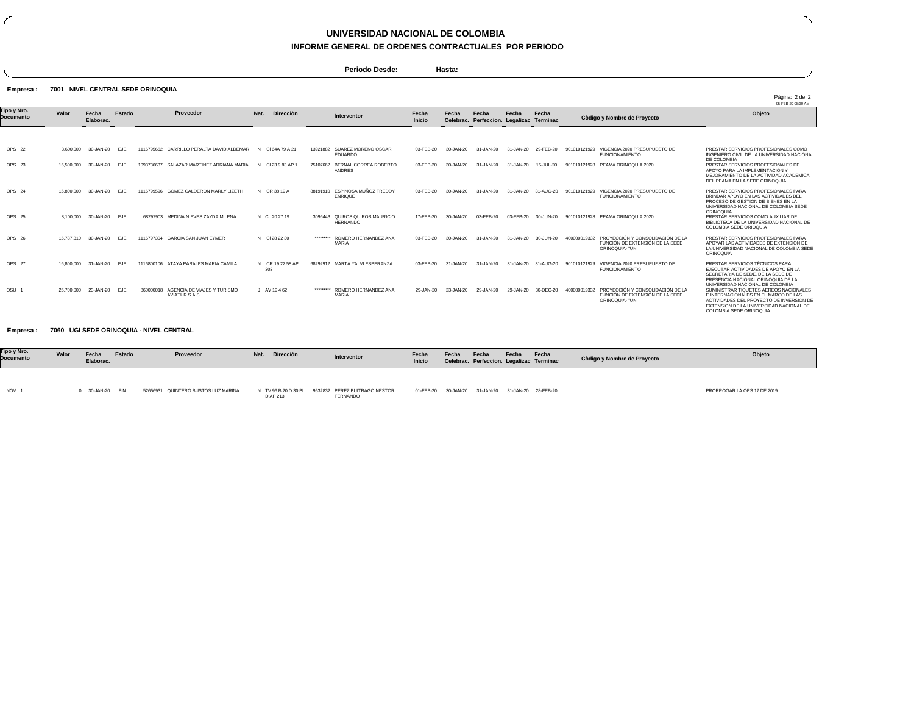# UNIVERSIDAD NACIONAL DE COLOMBIA

## INFORME GENERAL DE ORDENES CONTRACTUALES POR PERIODO

**Periodo Desde:** **Hasta:**

**Empresa :** **7001 NIVEL CENTRAL SEDE ORINOQUIA**

05-FEB-20 08:30 AM

| Tipo y Nro. Documento | Valor | Fecha Elaborac. | Estado | Proveedor | Nat. | Dirección | Interventor | Fecha Inicio | Fecha Celebrac. | Fecha Perfeccion. | Fecha Legalizac | Fecha Terminac. | Còdigo y Nombre de Proyecto | Objeto |
|---|---|---|---|---|---|---|---|---|---|---|---|---|---|---|
| OPS 22 | 3,600,000 | 30-JAN-20 | EJE | 1116795662 CARRILLO PERALTA DAVID ALDEMAR | N | Cl 64A 79 A 21 | 13921882 SUAREZ MORENO OSCAR EDUARDO | 03-FEB-20 | 30-JAN-20 | 31-JAN-20 | 31-JAN-20 | 29-FEB-20 | 901010121929 VIGENCIA 2020 PRESUPUESTO DE FUNCIONAMIENTO | PRESTAR SERVICIOS PROFESIONALES COMO INGENIERO CIVIL DE LA UNIVERSIDAD NACIONAL DE COLOMBIA |
| OPS 23 | 16,500,000 | 30-JAN-20 | EJE | 1093736637 SALAZAR MARTINEZ ADRIANA MARIA | N | Cl 23 9 83 AP 1 | 75107662 BERNAL CORREA ROBERTO ANDRES | 03-FEB-20 | 30-JAN-20 | 31-JAN-20 | 31-JAN-20 | 15-JUL-20 | 901010121928 PEAMA ORINOQUIA 2020 | PRESTAR SERVICIOS PROFESIONALES DE APOYO PARA LA IMPLEMENTACION Y MEJORAMIENTO DE LA ACTIVIDAD ACADEMICA DEL PEAMA EN LA SEDE ORINOQUIA |
| OPS 24 | 16,800,000 | 30-JAN-20 | EJE | 1116799596 GOMEZ CALDERON MARLY LIZETH | N | CR 38 19 A | 88191910 ESPINOSA MUÑOZ FREDDY ENRIQUE | 03-FEB-20 | 30-JAN-20 | 31-JAN-20 | 31-JAN-20 | 31-AUG-20 | 901010121929 VIGENCIA 2020 PRESUPUESTO DE FUNCIONAMIENTO | PRESTAR SERVICIOS PROFESIONALES PARA BRINDAR APOYO EN LAS ACTIVIDADES DEL PROCESO DE GESTION DE BIENES EN LA UNIVERSIDAD NACIONAL DE COLOMBIA SEDE ORINOQUIA |
| OPS 25 | 8,100,000 | 30-JAN-20 | EJE | 68297903 MEDINA NIEVES ZAYDA MILENA | N | CL 20 27 19 | 3096443 QUIROS QUIROS MAURICIO HERNANDO | 17-FEB-20 | 30-JAN-20 | 03-FEB-20 | 03-FEB-20 | 30-JUN-20 | 901010121928 PEAMA ORINOQUIA 2020 | PRESTAR SERVICIOS COMO AUXILIAR DE BIBLIOTECA DE LA UNIVERSIDAD NACIONAL DE COLOMBIA SEDE ORIOQUIA |
| OPS 26 | 15,787,310 | 30-JAN-20 | EJE | 1116797304 GARCIA SAN JUAN EYMER | N | Cl 28 22 30 | ********* ROMERO HERNANDEZ ANA MARIA | 03-FEB-20 | 30-JAN-20 | 31-JAN-20 | 31-JAN-20 | 30-JUN-20 | 400000019332 PROYECCIÓN Y CONSOLIDACIÓN DE LA FUNCIÓN DE EXTENSIÓN DE LA SEDE ORINOQUIA- "UN | PRESTAR SERVICIOS PROFESIONALES PARA APOYAR LAS ACTIVIDADES DE EXTENSION DE LA UNIVERSIDAD NACIONAL DE COLOMBIA SEDE ORINOQUIA |
| OPS 27 | 16,800,000 | 31-JAN-20 | EJE | 1116800106 ATAYA PARALES MARIA CAMILA | N | CR 19 22 58 AP 303 | 68292912 MARTA YALVI ESPERANZA | 03-FEB-20 | 31-JAN-20 | 31-JAN-20 | 31-JAN-20 | 31-AUG-20 | 901010121929 VIGENCIA 2020 PRESUPUESTO DE FUNCIONAMIENTO | PRESTAR SERVICIOS TÉCNICOS PARA EJECUTAR ACTIVIDADES DE APOYO EN LA SECRETARIA DE SEDE, DE LA SEDE DE PRESENCIA NACIONAL ORINOQUIA DE LA UNIVERSIDAD NACIONAL DE COLOMBIA |
| OSU 1 | 26,700,000 | 23-JAN-20 | EJE | 860000018 AGENCIA DE VIAJES Y TURISMO AVIATUR S A S | J | AV 19 4 62 | ********* ROMERO HERNANDEZ ANA MARIA | 29-JAN-20 | 23-JAN-20 | 29-JAN-20 | 29-JAN-20 | 30-DEC-20 | 400000019332 PROYECCIÓN Y CONSOLIDACIÓN DE LA FUNCIÓN DE EXTENSIÓN DE LA SEDE ORINOQUIA- "UN | SUMINISTRAR TIQUETES AEREOS NACIONALES E INTERNACIONALES EN EL MARCO DE LAS ACTIVIDADES DEL PROYECTO DE INVERSION DE EXTENSION DE LA UNIVERSIDAD NACIONAL DE COLOMBIA SEDE ORINOQUIA |

**Empresa :** **7060 UGI SEDE ORINOQUIA - NIVEL CENTRAL**

| Tipo y Nro. Documento | Valor | Fecha Elaborac. | Estado | Proveedor | Nat. | Dirección | Interventor | Fecha Inicio | Fecha Celebrac. | Fecha Perfeccion. | Fecha Legalizac | Fecha Terminac. | Còdigo y Nombre de Proyecto | Objeto |
|---|---|---|---|---|---|---|---|---|---|---|---|---|---|---|
| NOV 1 | 0 | 30-JAN-20 | FIN | 52656931 QUINTERO BUSTOS LUZ MARINA | N | TV 96 B 20 D 30 BL D AP 213 | 9532832 PEREZ BUITRAGO NESTOR FERNANDO | 01-FEB-20 | 30-JAN-20 | 31-JAN-20 | 31-JAN-20 | 28-FEB-20 | | PRORROGAR LA OPS 17 DE 2019. |